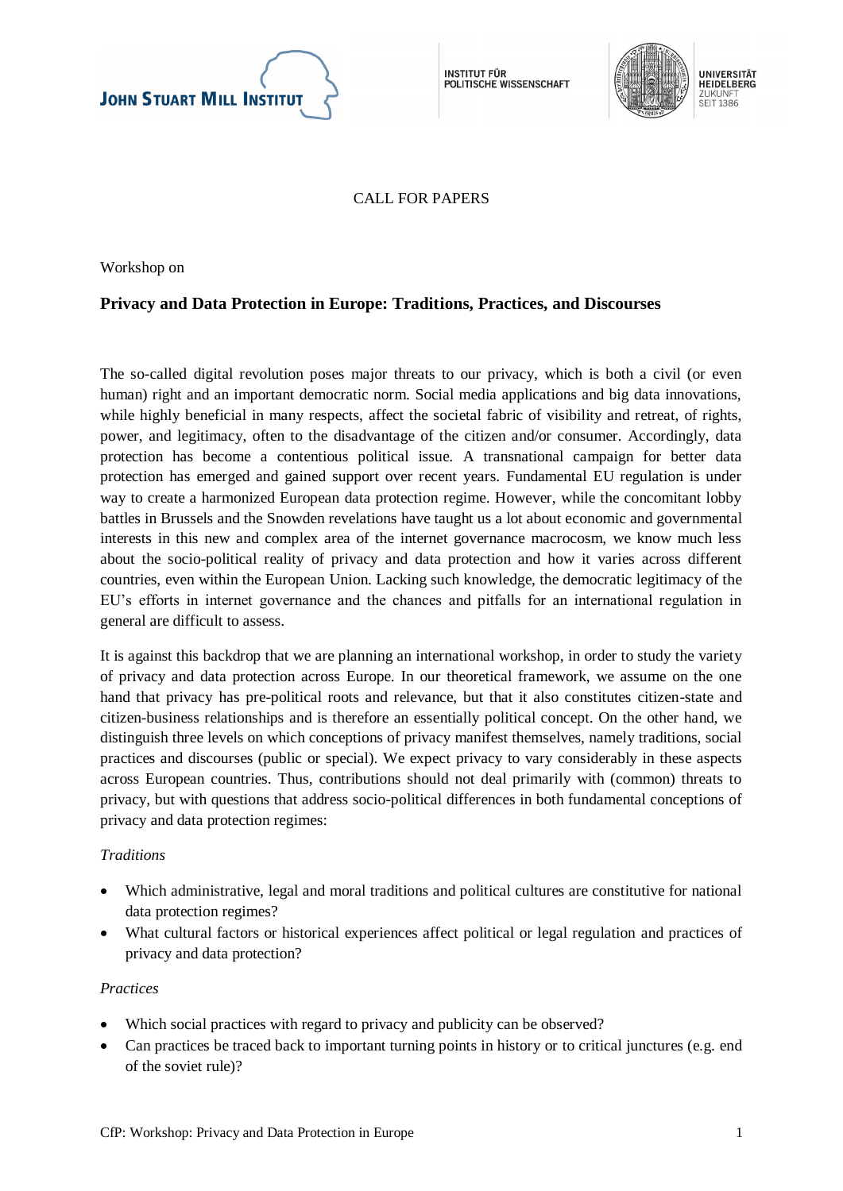JOHN STUART MILL INSTITUT

INSTITUT FÜR POLITISCHE WISSENSCHAFT

UNIVERSITÄT HEIDELBERG ZUKUNFT SEIT 1386

CALL FOR PAPERS

Workshop on

## Privacy and Data Protection in Europe: Traditions, Practices, and Discourses

The so-called digital revolution poses major threats to our privacy, which is both a civil (or even human) right and an important democratic norm. Social media applications and big data innovations, while highly beneficial in many respects, affect the societal fabric of visibility and retreat, of rights, power, and legitimacy, often to the disadvantage of the citizen and/or consumer. Accordingly, data protection has become a contentious political issue. A transnational campaign for better data protection has emerged and gained support over recent years. Fundamental EU regulation is under way to create a harmonized European data protection regime. However, while the concomitant lobby battles in Brussels and the Snowden revelations have taught us a lot about economic and governmental interests in this new and complex area of the internet governance macrocosm, we know much less about the socio-political reality of privacy and data protection and how it varies across different countries, even within the European Union. Lacking such knowledge, the democratic legitimacy of the EU's efforts in internet governance and the chances and pitfalls for an international regulation in general are difficult to assess.

It is against this backdrop that we are planning an international workshop, in order to study the variety of privacy and data protection across Europe. In our theoretical framework, we assume on the one hand that privacy has pre-political roots and relevance, but that it also constitutes citizen-state and citizen-business relationships and is therefore an essentially political concept. On the other hand, we distinguish three levels on which conceptions of privacy manifest themselves, namely traditions, social practices and discourses (public or special). We expect privacy to vary considerably in these aspects across European countries. Thus, contributions should not deal primarily with (common) threats to privacy, but with questions that address socio-political differences in both fundamental conceptions of privacy and data protection regimes:

*Traditions*

- Which administrative, legal and moral traditions and political cultures are constitutive for national data protection regimes?
- What cultural factors or historical experiences affect political or legal regulation and practices of privacy and data protection?

*Practices*

- Which social practices with regard to privacy and publicity can be observed?
- Can practices be traced back to important turning points in history or to critical junctures (e.g. end of the soviet rule)?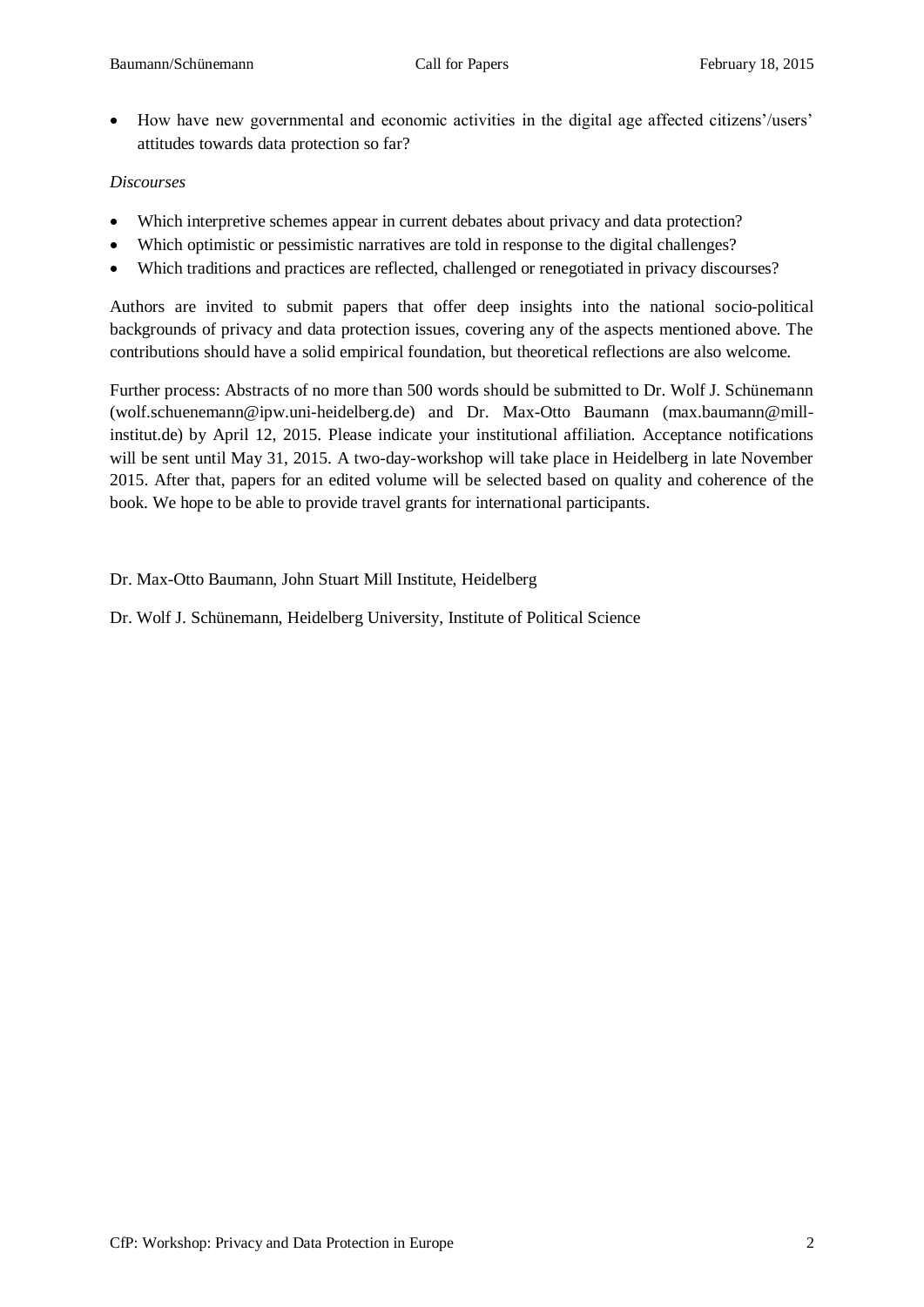- How have new governmental and economic activities in the digital age affected citizens'/users' attitudes towards data protection so far?

*Discourses*

- Which interpretive schemes appear in current debates about privacy and data protection?
- Which optimistic or pessimistic narratives are told in response to the digital challenges?
- Which traditions and practices are reflected, challenged or renegotiated in privacy discourses?

Authors are invited to submit papers that offer deep insights into the national socio-political backgrounds of privacy and data protection issues, covering any of the aspects mentioned above. The contributions should have a solid empirical foundation, but theoretical reflections are also welcome.

Further process: Abstracts of no more than 500 words should be submitted to Dr. Wolf J. Schünemann (wolf.schuenemann@ipw.uni-heidelberg.de) and Dr. Max-Otto Baumann (max.baumann@mill-institut.de) by April 12, 2015. Please indicate your institutional affiliation. Acceptance notifications will be sent until May 31, 2015. A two-day-workshop will take place in Heidelberg in late November 2015. After that, papers for an edited volume will be selected based on quality and coherence of the book. We hope to be able to provide travel grants for international participants.

Dr. Max-Otto Baumann, John Stuart Mill Institute, Heidelberg

Dr. Wolf J. Schünemann, Heidelberg University, Institute of Political Science